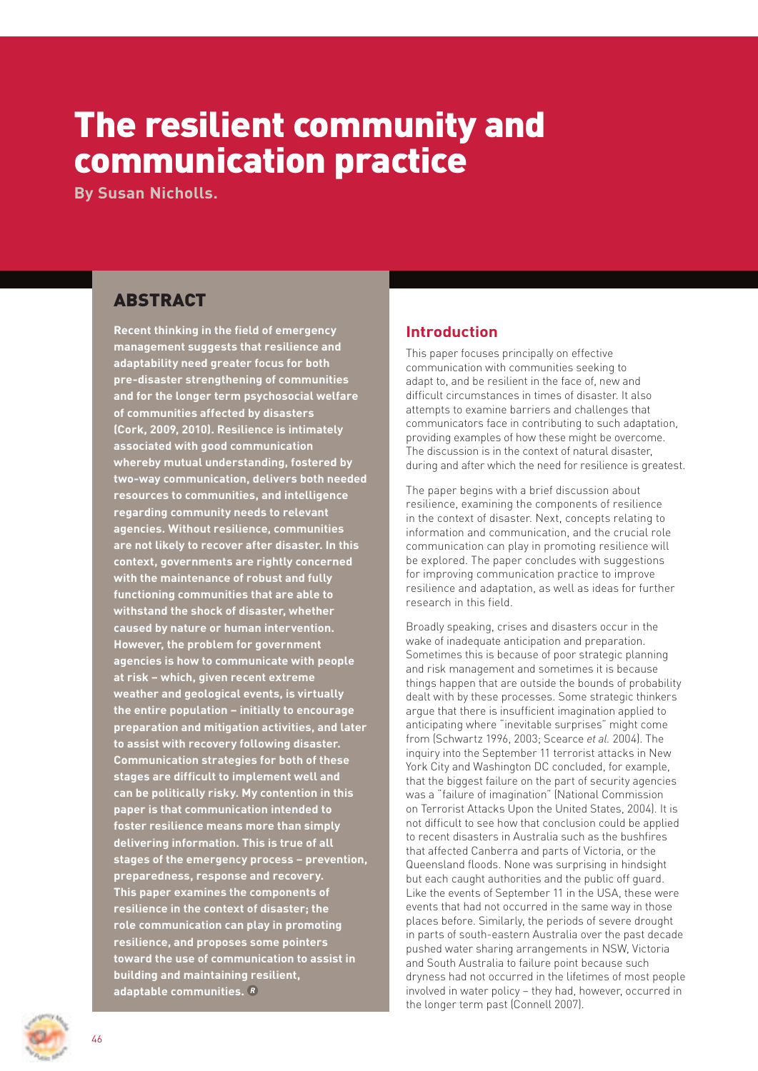# The resilient community and communication practice

**By Susan Nicholls.**

## ABSTRACT

**Recent thinking in the field of emergency management suggests that resilience and adaptability need greater focus for both pre-disaster strengthening of communities and for the longer term psychosocial welfare of communities affected by disasters (Cork, 2009, 2010). Resilience is intimately associated with good communication whereby mutual understanding, fostered by two-way communication, delivers both needed resources to communities, and intelligence regarding community needs to relevant agencies. Without resilience, communities are not likely to recover after disaster. In this context, governments are rightly concerned with the maintenance of robust and fully functioning communities that are able to withstand the shock of disaster, whether caused by nature or human intervention. However, the problem for government agencies is how to communicate with people at risk – which, given recent extreme weather and geological events, is virtually the entire population – initially to encourage preparation and mitigation activities, and later to assist with recovery following disaster. Communication strategies for both of these stages are difficult to implement well and can be politically risky. My contention in this paper is that communication intended to foster resilience means more than simply delivering information. This is true of all stages of the emergency process – prevention, preparedness, response and recovery. This paper examines the components of resilience in the context of disaster; the role communication can play in promoting resilience, and proposes some pointers toward the use of communication to assist in building and maintaining resilient, adaptable communities.** ®

## Introduction

This paper focuses principally on effective communication with communities seeking to adapt to, and be resilient in the face of, new and difficult circumstances in times of disaster. It also attempts to examine barriers and challenges that communicators face in contributing to such adaptation, providing examples of how these might be overcome. The discussion is in the context of natural disaster, during and after which the need for resilience is greatest.

The paper begins with a brief discussion about resilience, examining the components of resilience in the context of disaster. Next, concepts relating to information and communication, and the crucial role communication can play in promoting resilience will be explored. The paper concludes with suggestions for improving communication practice to improve resilience and adaptation, as well as ideas for further research in this field.

Broadly speaking, crises and disasters occur in the wake of inadequate anticipation and preparation. Sometimes this is because of poor strategic planning and risk management and sometimes it is because things happen that are outside the bounds of probability dealt with by these processes. Some strategic thinkers argue that there is insufficient imagination applied to anticipating where "inevitable surprises" might come from (Schwartz 1996, 2003; Scearce *et al.* 2004). The inquiry into the September 11 terrorist attacks in New York City and Washington DC concluded, for example, that the biggest failure on the part of security agencies was a "failure of imagination" (National Commission on Terrorist Attacks Upon the United States, 2004). It is not difficult to see how that conclusion could be applied to recent disasters in Australia such as the bushfires that affected Canberra and parts of Victoria, or the Queensland floods. None was surprising in hindsight but each caught authorities and the public off guard. Like the events of September 11 in the USA, these were events that had not occurred in the same way in those places before. Similarly, the periods of severe drought in parts of south-eastern Australia over the past decade pushed water sharing arrangements in NSW, Victoria and South Australia to failure point because such dryness had not occurred in the lifetimes of most people involved in water policy – they had, however, occurred in the longer term past (Connell 2007).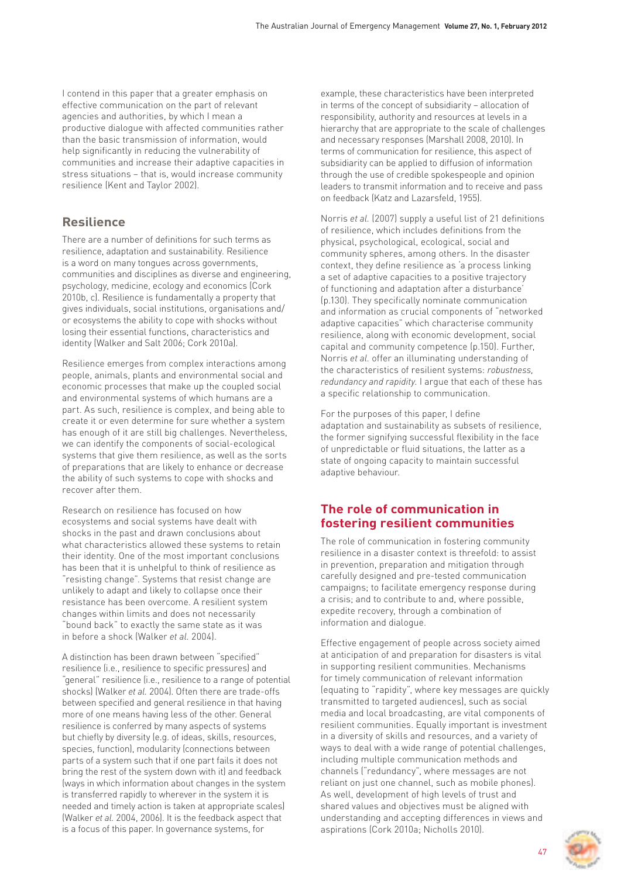I contend in this paper that a greater emphasis on effective communication on the part of relevant agencies and authorities, by which I mean a productive dialogue with affected communities rather than the basic transmission of information, would help significantly in reducing the vulnerability of communities and increase their adaptive capacities in stress situations – that is, would increase community resilience (Kent and Taylor 2002).

## Resilience

There are a number of definitions for such terms as resilience, adaptation and sustainability. Resilience is a word on many tongues across governments, communities and disciplines as diverse and engineering, psychology, medicine, ecology and economics (Cork 2010b, c). Resilience is fundamentally a property that gives individuals, social institutions, organisations and/or ecosystems the ability to cope with shocks without losing their essential functions, characteristics and identity (Walker and Salt 2006; Cork 2010a).

Resilience emerges from complex interactions among people, animals, plants and environmental social and economic processes that make up the coupled social and environmental systems of which humans are a part. As such, resilience is complex, and being able to create it or even determine for sure whether a system has enough of it are still big challenges. Nevertheless, we can identify the components of social-ecological systems that give them resilience, as well as the sorts of preparations that are likely to enhance or decrease the ability of such systems to cope with shocks and recover after them.

Research on resilience has focused on how ecosystems and social systems have dealt with shocks in the past and drawn conclusions about what characteristics allowed these systems to retain their identity. One of the most important conclusions has been that it is unhelpful to think of resilience as "resisting change". Systems that resist change are unlikely to adapt and likely to collapse once their resistance has been overcome. A resilient system changes within limits and does not necessarily "bound back" to exactly the same state as it was in before a shock (Walker *et al.* 2004).

A distinction has been drawn between "specified" resilience (i.e., resilience to specific pressures) and "general" resilience (i.e., resilience to a range of potential shocks) (Walker *et al.* 2004). Often there are trade-offs between specified and general resilience in that having more of one means having less of the other. General resilience is conferred by many aspects of systems but chiefly by diversity (e.g. of ideas, skills, resources, species, function), modularity (connections between parts of a system such that if one part fails it does not bring the rest of the system down with it) and feedback (ways in which information about changes in the system is transferred rapidly to wherever in the system it is needed and timely action is taken at appropriate scales) (Walker *et al.* 2004, 2006). It is the feedback aspect that is a focus of this paper. In governance systems, for example, these characteristics have been interpreted in terms of the concept of subsidiarity – allocation of responsibility, authority and resources at levels in a hierarchy that are appropriate to the scale of challenges and necessary responses (Marshall 2008, 2010). In terms of communication for resilience, this aspect of subsidiarity can be applied to diffusion of information through the use of credible spokespeople and opinion leaders to transmit information and to receive and pass on feedback (Katz and Lazarsfeld, 1955).

Norris *et al.* (2007) supply a useful list of 21 definitions of resilience, which includes definitions from the physical, psychological, ecological, social and community spheres, among others. In the disaster context, they define resilience as 'a process linking a set of adaptive capacities to a positive trajectory of functioning and adaptation after a disturbance' (p.130). They specifically nominate communication and information as crucial components of "networked adaptive capacities" which characterise community resilience, along with economic development, social capital and community competence (p.150). Further, Norris *et al.* offer an illuminating understanding of the characteristics of resilient systems: *robustness, redundancy and rapidity.* I argue that each of these has a specific relationship to communication.

For the purposes of this paper, I define adaptation and sustainability as subsets of resilience, the former signifying successful flexibility in the face of unpredictable or fluid situations, the latter as a state of ongoing capacity to maintain successful adaptive behaviour.

## The role of communication in fostering resilient communities

The role of communication in fostering community resilience in a disaster context is threefold: to assist in prevention, preparation and mitigation through carefully designed and pre-tested communication campaigns; to facilitate emergency response during a crisis; and to contribute to and, where possible, expedite recovery, through a combination of information and dialogue.

Effective engagement of people across society aimed at anticipation of and preparation for disasters is vital in supporting resilient communities. Mechanisms for timely communication of relevant information (equating to "rapidity", where key messages are quickly transmitted to targeted audiences), such as social media and local broadcasting, are vital components of resilient communities. Equally important is investment in a diversity of skills and resources, and a variety of ways to deal with a wide range of potential challenges, including multiple communication methods and channels ("redundancy", where messages are not reliant on just one channel, such as mobile phones). As well, development of high levels of trust and shared values and objectives must be aligned with understanding and accepting differences in views and aspirations (Cork 2010a; Nicholls 2010).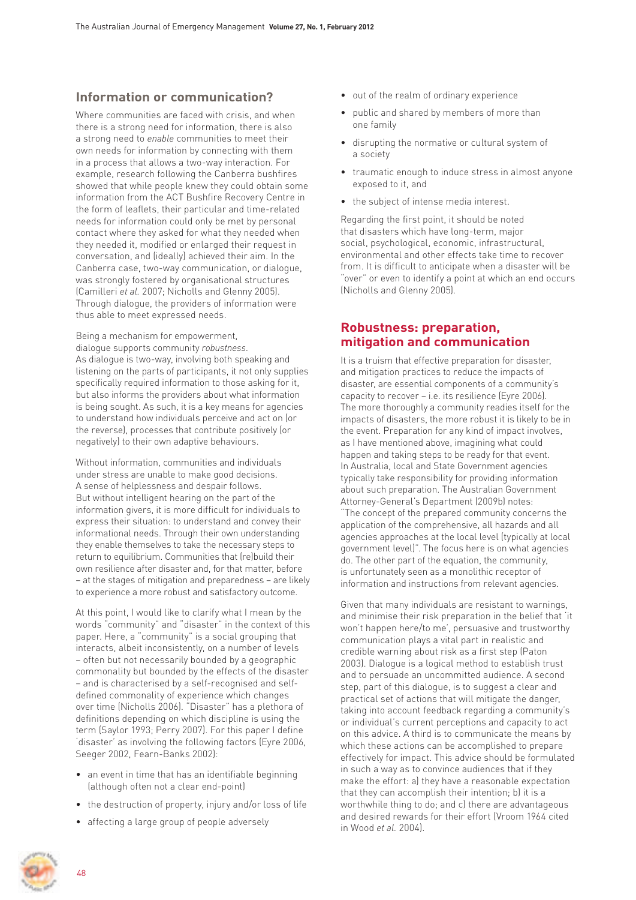## Information or communication?

Where communities are faced with crisis, and when there is a strong need for information, there is also a strong need to *enable* communities to meet their own needs for information by connecting with them in a process that allows a two-way interaction. For example, research following the Canberra bushfires showed that while people knew they could obtain some information from the ACT Bushfire Recovery Centre in the form of leaflets, their particular and time-related needs for information could only be met by personal contact where they asked for what they needed when they needed it, modified or enlarged their request in conversation, and (ideally) achieved their aim. In the Canberra case, two-way communication, or dialogue, was strongly fostered by organisational structures (Camilleri *et al.* 2007; Nicholls and Glenny 2005). Through dialogue, the providers of information were thus able to meet expressed needs.

Being a mechanism for empowerment, dialogue supports community *robustness*. As dialogue is two-way, involving both speaking and listening on the parts of participants, it not only supplies specifically required information to those asking for it, but also informs the providers about what information is being sought. As such, it is a key means for agencies to understand how individuals perceive and act on (or the reverse), processes that contribute positively (or negatively) to their own adaptive behaviours.

Without information, communities and individuals under stress are unable to make good decisions. A sense of helplessness and despair follows. But without intelligent hearing on the part of the information givers, it is more difficult for individuals to express their situation: to understand and convey their informational needs. Through their own understanding they enable themselves to take the necessary steps to return to equilibrium. Communities that (re)build their own resilience after disaster and, for that matter, before – at the stages of mitigation and preparedness – are likely to experience a more robust and satisfactory outcome.

At this point, I would like to clarify what I mean by the words "community" and "disaster" in the context of this paper. Here, a "community" is a social grouping that interacts, albeit inconsistently, on a number of levels – often but not necessarily bounded by a geographic commonality but bounded by the effects of the disaster – and is characterised by a self-recognised and self-defined commonality of experience which changes over time (Nicholls 2006). "Disaster" has a plethora of definitions depending on which discipline is using the term (Saylor 1993; Perry 2007). For this paper I define 'disaster' as involving the following factors (Eyre 2006, Seeger 2002, Fearn-Banks 2002):

- an event in time that has an identifiable beginning (although often not a clear end-point)
- the destruction of property, injury and/or loss of life
- affecting a large group of people adversely
- out of the realm of ordinary experience
- public and shared by members of more than one family
- disrupting the normative or cultural system of a society
- traumatic enough to induce stress in almost anyone exposed to it, and
- the subject of intense media interest.

Regarding the first point, it should be noted that disasters which have long-term, major social, psychological, economic, infrastructural, environmental and other effects take time to recover from. It is difficult to anticipate when a disaster will be "over" or even to identify a point at which an end occurs (Nicholls and Glenny 2005).

## Robustness: preparation, mitigation and communication

It is a truism that effective preparation for disaster, and mitigation practices to reduce the impacts of disaster, are essential components of a community's capacity to recover – i.e. its resilience (Eyre 2006). The more thoroughly a community readies itself for the impacts of disasters, the more robust it is likely to be in the event. Preparation for any kind of impact involves, as I have mentioned above, imagining what could happen and taking steps to be ready for that event. In Australia, local and State Government agencies typically take responsibility for providing information about such preparation. The Australian Government Attorney-General's Department (2009b) notes: "The concept of the prepared community concerns the application of the comprehensive, all hazards and all agencies approaches at the local level (typically at local government level)". The focus here is on what agencies do. The other part of the equation, the community, is unfortunately seen as a monolithic receptor of information and instructions from relevant agencies.

Given that many individuals are resistant to warnings, and minimise their risk preparation in the belief that 'it won't happen here/to me', persuasive and trustworthy communication plays a vital part in realistic and credible warning about risk as a first step (Paton 2003). Dialogue is a logical method to establish trust and to persuade an uncommitted audience. A second step, part of this dialogue, is to suggest a clear and practical set of actions that will mitigate the danger, taking into account feedback regarding a community's or individual's current perceptions and capacity to act on this advice. A third is to communicate the means by which these actions can be accomplished to prepare effectively for impact. This advice should be formulated in such a way as to convince audiences that if they make the effort: a) they have a reasonable expectation that they can accomplish their intention; b) it is a worthwhile thing to do; and c) there are advantageous and desired rewards for their effort (Vroom 1964 cited in Wood *et al.* 2004).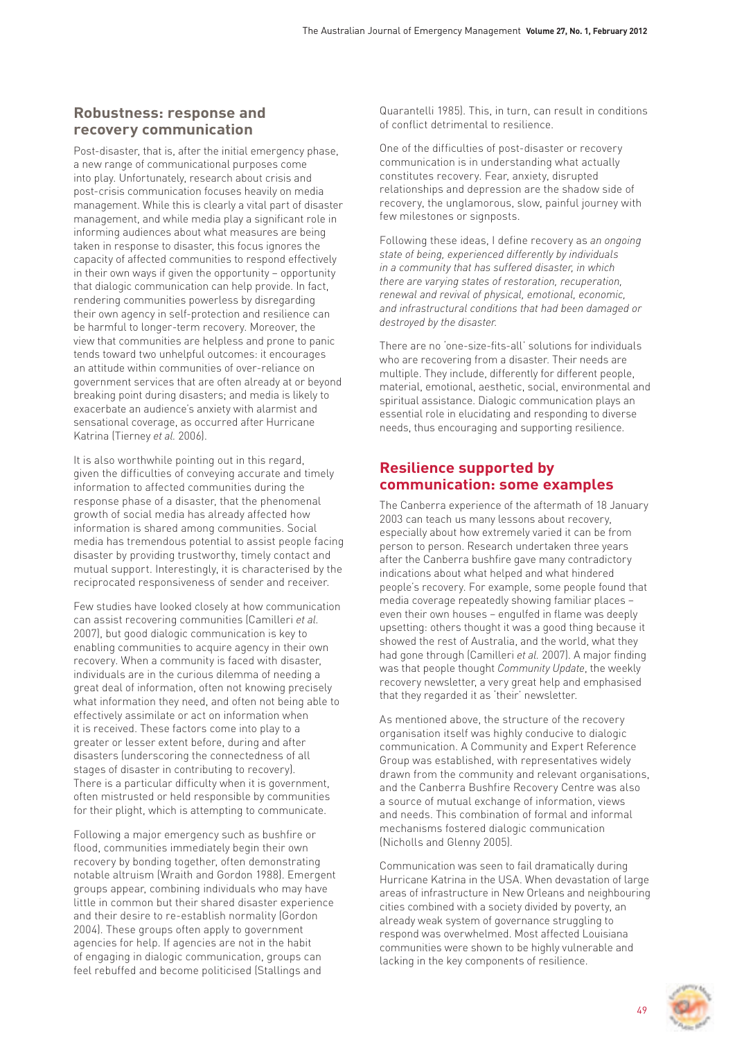## Robustness: response and recovery communication

Post-disaster, that is, after the initial emergency phase, a new range of communicational purposes come into play. Unfortunately, research about crisis and post-crisis communication focuses heavily on media management. While this is clearly a vital part of disaster management, and while media play a significant role in informing audiences about what measures are being taken in response to disaster, this focus ignores the capacity of affected communities to respond effectively in their own ways if given the opportunity – opportunity that dialogic communication can help provide. In fact, rendering communities powerless by disregarding their own agency in self-protection and resilience can be harmful to longer-term recovery. Moreover, the view that communities are helpless and prone to panic tends toward two unhelpful outcomes: it encourages an attitude within communities of over-reliance on government services that are often already at or beyond breaking point during disasters; and media is likely to exacerbate an audience's anxiety with alarmist and sensational coverage, as occurred after Hurricane Katrina (Tierney *et al.* 2006).

It is also worthwhile pointing out in this regard, given the difficulties of conveying accurate and timely information to affected communities during the response phase of a disaster, that the phenomenal growth of social media has already affected how information is shared among communities. Social media has tremendous potential to assist people facing disaster by providing trustworthy, timely contact and mutual support. Interestingly, it is characterised by the reciprocated responsiveness of sender and receiver.

Few studies have looked closely at how communication can assist recovering communities (Camilleri *et al.* 2007), but good dialogic communication is key to enabling communities to acquire agency in their own recovery. When a community is faced with disaster, individuals are in the curious dilemma of needing a great deal of information, often not knowing precisely what information they need, and often not being able to effectively assimilate or act on information when it is received. These factors come into play to a greater or lesser extent before, during and after disasters (underscoring the connectedness of all stages of disaster in contributing to recovery). There is a particular difficulty when it is government, often mistrusted or held responsible by communities for their plight, which is attempting to communicate.

Following a major emergency such as bushfire or flood, communities immediately begin their own recovery by bonding together, often demonstrating notable altruism (Wraith and Gordon 1988). Emergent groups appear, combining individuals who may have little in common but their shared disaster experience and their desire to re-establish normality (Gordon 2004). These groups often apply to government agencies for help. If agencies are not in the habit of engaging in dialogic communication, groups can feel rebuffed and become politicised (Stallings and Quarantelli 1985). This, in turn, can result in conditions of conflict detrimental to resilience.

One of the difficulties of post-disaster or recovery communication is in understanding what actually constitutes recovery. Fear, anxiety, disrupted relationships and depression are the shadow side of recovery, the unglamorous, slow, painful journey with few milestones or signposts.

Following these ideas, I define recovery as *an ongoing state of being, experienced differently by individuals in a community that has suffered disaster, in which there are varying states of restoration, recuperation, renewal and revival of physical, emotional, economic, and infrastructural conditions that had been damaged or destroyed by the disaster.*

There are no 'one-size-fits-all' solutions for individuals who are recovering from a disaster. Their needs are multiple. They include, differently for different people, material, emotional, aesthetic, social, environmental and spiritual assistance. Dialogic communication plays an essential role in elucidating and responding to diverse needs, thus encouraging and supporting resilience.

## Resilience supported by communication: some examples

The Canberra experience of the aftermath of 18 January 2003 can teach us many lessons about recovery, especially about how extremely varied it can be from person to person. Research undertaken three years after the Canberra bushfire gave many contradictory indications about what helped and what hindered people's recovery. For example, some people found that media coverage repeatedly showing familiar places – even their own houses – engulfed in flame was deeply upsetting: others thought it was a good thing because it showed the rest of Australia, and the world, what they had gone through (Camilleri *et al.* 2007). A major finding was that people thought *Community Update*, the weekly recovery newsletter, a very great help and emphasised that they regarded it as 'their' newsletter.

As mentioned above, the structure of the recovery organisation itself was highly conducive to dialogic communication. A Community and Expert Reference Group was established, with representatives widely drawn from the community and relevant organisations, and the Canberra Bushfire Recovery Centre was also a source of mutual exchange of information, views and needs. This combination of formal and informal mechanisms fostered dialogic communication (Nicholls and Glenny 2005).

Communication was seen to fail dramatically during Hurricane Katrina in the USA. When devastation of large areas of infrastructure in New Orleans and neighbouring cities combined with a society divided by poverty, an already weak system of governance struggling to respond was overwhelmed. Most affected Louisiana communities were shown to be highly vulnerable and lacking in the key components of resilience.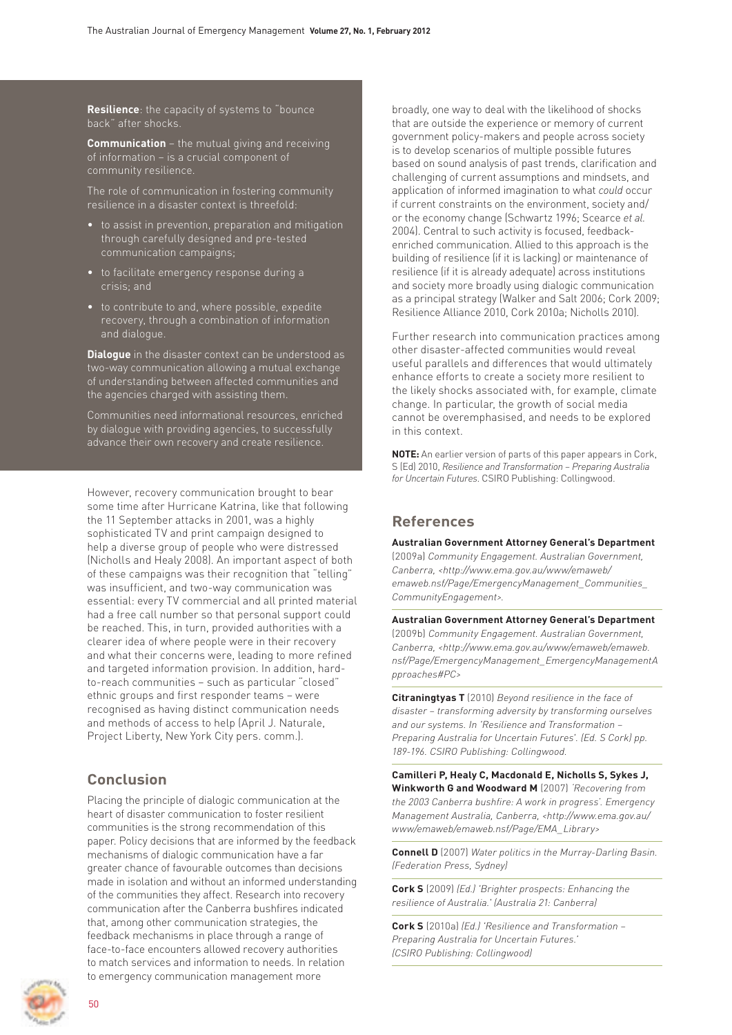**Resilience**: the capacity of systems to "bounce back" after shocks.

**Communication** – the mutual giving and receiving of information – is a crucial component of community resilience.

The role of communication in fostering community resilience in a disaster context is threefold:

- to assist in prevention, preparation and mitigation through carefully designed and pre-tested communication campaigns;
- to facilitate emergency response during a crisis; and
- to contribute to and, where possible, expedite recovery, through a combination of information and dialogue.

**Dialogue** in the disaster context can be understood as two-way communication allowing a mutual exchange of understanding between affected communities and the agencies charged with assisting them.

Communities need informational resources, enriched by dialogue with providing agencies, to successfully advance their own recovery and create resilience.

However, recovery communication brought to bear some time after Hurricane Katrina, like that following the 11 September attacks in 2001, was a highly sophisticated TV and print campaign designed to help a diverse group of people who were distressed (Nicholls and Healy 2008). An important aspect of both of these campaigns was their recognition that "telling" was insufficient, and two-way communication was essential: every TV commercial and all printed material had a free call number so that personal support could be reached. This, in turn, provided authorities with a clearer idea of where people were in their recovery and what their concerns were, leading to more refined and targeted information provision. In addition, hard-to-reach communities – such as particular "closed" ethnic groups and first responder teams – were recognised as having distinct communication needs and methods of access to help (April J. Naturale, Project Liberty, New York City pers. comm.).

## Conclusion

Placing the principle of dialogic communication at the heart of disaster communication to foster resilient communities is the strong recommendation of this paper. Policy decisions that are informed by the feedback mechanisms of dialogic communication have a far greater chance of favourable outcomes than decisions made in isolation and without an informed understanding of the communities they affect. Research into recovery communication after the Canberra bushfires indicated that, among other communication strategies, the feedback mechanisms in place through a range of face-to-face encounters allowed recovery authorities to match services and information to needs. In relation to emergency communication management more broadly, one way to deal with the likelihood of shocks that are outside the experience or memory of current government policy-makers and people across society is to develop scenarios of multiple possible futures based on sound analysis of past trends, clarification and challenging of current assumptions and mindsets, and application of informed imagination to what *could* occur if current constraints on the environment, society and/or the economy change (Schwartz 1996; Scearce *et al.* 2004). Central to such activity is focused, feedback-enriched communication. Allied to this approach is the building of resilience (if it is lacking) or maintenance of resilience (if it is already adequate) across institutions and society more broadly using dialogic communication as a principal strategy (Walker and Salt 2006; Cork 2009; Resilience Alliance 2010, Cork 2010a; Nicholls 2010).

Further research into communication practices among other disaster-affected communities would reveal useful parallels and differences that would ultimately enhance efforts to create a society more resilient to the likely shocks associated with, for example, climate change. In particular, the growth of social media cannot be overemphasised, and needs to be explored in this context.

**NOTE:** An earlier version of parts of this paper appears in Cork, S (Ed) 2010, *Resilience and Transformation – Preparing Australia for Uncertain Futures*. CSIRO Publishing: Collingwood.

## References

**Australian Government Attorney General's Department** (2009a) *Community Engagement. Australian Government, Canberra, <http://www.ema.gov.au/www/emaweb/emaweb.nsf/Page/EmergencyManagement_Communities_CommunityEngagement>.*

**Australian Government Attorney General's Department** (2009b) *Community Engagement. Australian Government, Canberra, <http://www.ema.gov.au/www/emaweb/emaweb.nsf/Page/EmergencyManagement_EmergencyManagementApproaches#PC>*

**Citraningtyas T** (2010) *Beyond resilience in the face of disaster – transforming adversity by transforming ourselves and our systems. In 'Resilience and Transformation – Preparing Australia for Uncertain Futures'. (Ed. S Cork) pp. 189-196. CSIRO Publishing: Collingwood.*

**Camilleri P, Healy C, Macdonald E, Nicholls S, Sykes J, Winkworth G and Woodward M** (2007) *'Recovering from the 2003 Canberra bushfire: A work in progress'. Emergency Management Australia, Canberra, <http://www.ema.gov.au/www/emaweb/emaweb.nsf/Page/EMA_Library>*

**Connell D** (2007) *Water politics in the Murray-Darling Basin. (Federation Press, Sydney)*

**Cork S** (2009) *(Ed.) 'Brighter prospects: Enhancing the resilience of Australia.' (Australia 21: Canberra)*

**Cork S** (2010a) *(Ed.) 'Resilience and Transformation – Preparing Australia for Uncertain Futures.' (CSIRO Publishing: Collingwood)*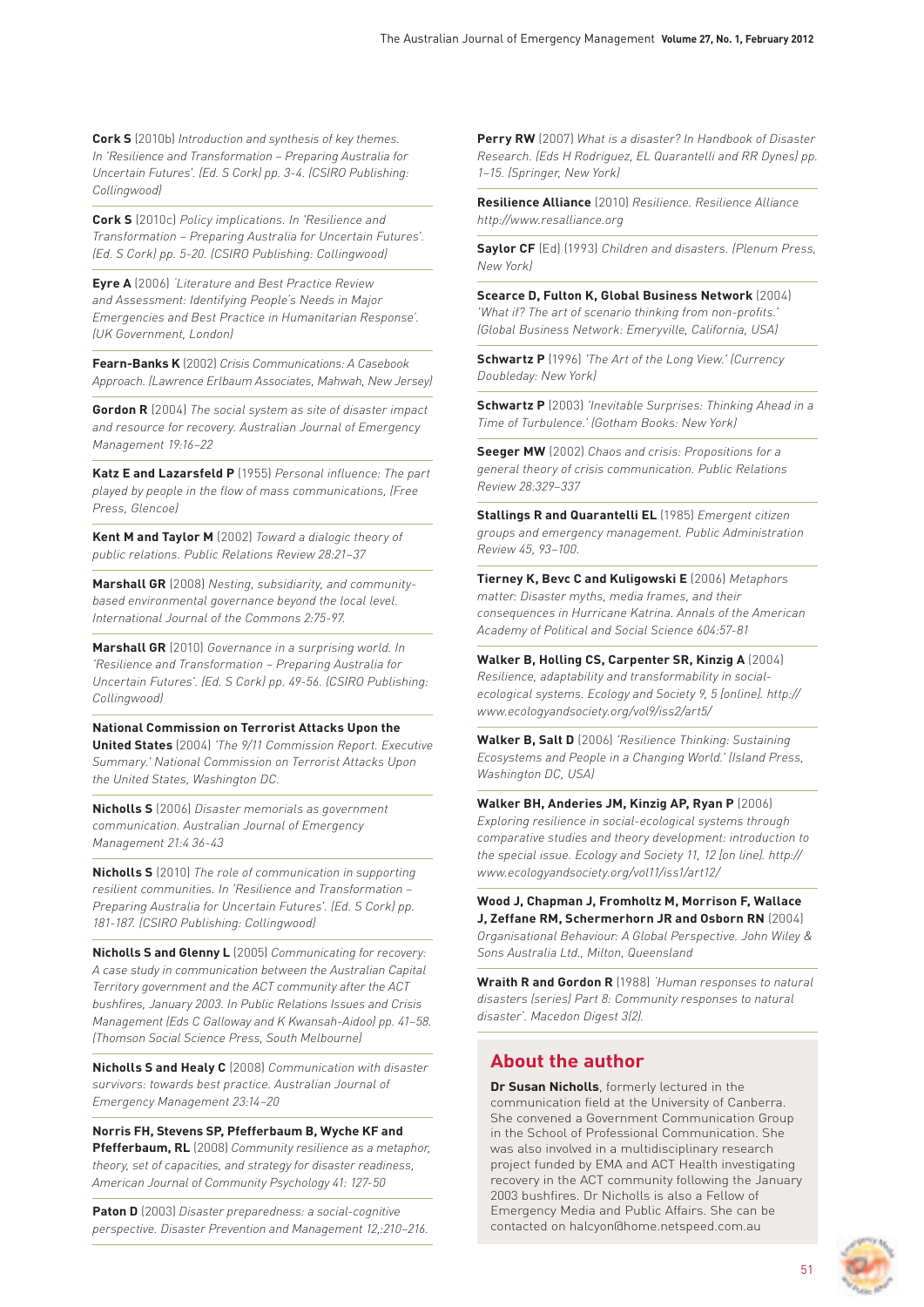**Cork S** (2010b) *Introduction and synthesis of key themes. In 'Resilience and Transformation – Preparing Australia for Uncertain Futures'. (Ed. S Cork) pp. 3-4. (CSIRO Publishing: Collingwood)*

**Cork S** (2010c) *Policy implications. In 'Resilience and Transformation – Preparing Australia for Uncertain Futures'. (Ed. S Cork) pp. 5-20. (CSIRO Publishing: Collingwood)*

**Eyre A** (2006) *'Literature and Best Practice Review and Assessment: Identifying People's Needs in Major Emergencies and Best Practice in Humanitarian Response'. (UK Government, London)*

**Fearn-Banks K** (2002) *Crisis Communications: A Casebook Approach. (Lawrence Erlbaum Associates, Mahwah, New Jersey)*

**Gordon R** (2004) *The social system as site of disaster impact and resource for recovery. Australian Journal of Emergency Management 19:16–22*

**Katz E and Lazarsfeld P** (1955) *Personal influence: The part played by people in the flow of mass communications, (Free Press, Glencoe)*

**Kent M and Taylor M** (2002) *Toward a dialogic theory of public relations. Public Relations Review 28:21–37*

**Marshall GR** (2008) *Nesting, subsidiarity, and community-based environmental governance beyond the local level. International Journal of the Commons 2:75-97.*

**Marshall GR** (2010) *Governance in a surprising world. In 'Resilience and Transformation – Preparing Australia for Uncertain Futures'. (Ed. S Cork) pp. 49-56. (CSIRO Publishing: Collingwood)*

**National Commission on Terrorist Attacks Upon the United States** (2004) *'The 9/11 Commission Report. Executive Summary.' National Commission on Terrorist Attacks Upon the United States, Washington DC.*

**Nicholls S** (2006) *Disaster memorials as government communication. Australian Journal of Emergency Management 21:4 36-43*

**Nicholls S** (2010) *The role of communication in supporting resilient communities. In 'Resilience and Transformation – Preparing Australia for Uncertain Futures'. (Ed. S Cork) pp. 181-187. (CSIRO Publishing: Collingwood)*

**Nicholls S and Glenny L** (2005) *Communicating for recovery: A case study in communication between the Australian Capital Territory government and the ACT community after the ACT bushfires, January 2003. In Public Relations Issues and Crisis Management (Eds C Galloway and K Kwansah-Aidoo) pp. 41–58. (Thomson Social Science Press, South Melbourne)*

**Nicholls S and Healy C** (2008) *Communication with disaster survivors: towards best practice. Australian Journal of Emergency Management 23:14–20*

**Norris FH, Stevens SP, Pfefferbaum B, Wyche KF and Pfefferbaum, RL** (2008) *Community resilience as a metaphor, theory, set of capacities, and strategy for disaster readiness, American Journal of Community Psychology 41: 127-50*

**Paton D** (2003) *Disaster preparedness: a social-cognitive perspective. Disaster Prevention and Management 12,:210–216.*

**Perry RW** (2007) *What is a disaster? In Handbook of Disaster Research. (Eds H Rodriguez, EL Quarantelli and RR Dynes) pp. 1–15. (Springer, New York)*

**Resilience Alliance** (2010) *Resilience. Resilience Alliance http://www.resalliance.org*

**Saylor CF** (Ed) (1993) *Children and disasters. (Plenum Press, New York)*

**Scearce D, Fulton K, Global Business Network** (2004) *'What if? The art of scenario thinking from non-profits.' (Global Business Network: Emeryville, California, USA)*

**Schwartz P** (1996) *'The Art of the Long View.' (Currency Doubleday: New York)*

**Schwartz P** (2003) *'Inevitable Surprises: Thinking Ahead in a Time of Turbulence.' (Gotham Books: New York)*

**Seeger MW** (2002) *Chaos and crisis: Propositions for a general theory of crisis communication. Public Relations Review 28:329–337*

**Stallings R and Quarantelli EL** (1985) *Emergent citizen groups and emergency management. Public Administration Review 45, 93–100.*

**Tierney K, Bevc C and Kuligowski E** (2006) *Metaphors matter: Disaster myths, media frames, and their consequences in Hurricane Katrina. Annals of the American Academy of Political and Social Science 604:57-81*

**Walker B, Holling CS, Carpenter SR, Kinzig A** (2004) *Resilience, adaptability and transformability in social-ecological systems. Ecology and Society 9, 5 [online]. http://www.ecologyandsociety.org/vol9/iss2/art5/*

**Walker B, Salt D** (2006) *'Resilience Thinking: Sustaining Ecosystems and People in a Changing World.' (Island Press, Washington DC, USA)*

**Walker BH, Anderies JM, Kinzig AP, Ryan P** (2006) *Exploring resilience in social-ecological systems through comparative studies and theory development: introduction to the special issue. Ecology and Society 11, 12 [on line]. http://www.ecologyandsociety.org/vol11/iss1/art12/*

**Wood J, Chapman J, Fromholtz M, Morrison F, Wallace J, Zeffane RM, Schermerhorn JR and Osborn RN** (2004) *Organisational Behaviour: A Global Perspective. John Wiley & Sons Australia Ltd., Milton, Queensland*

**Wraith R and Gordon R** (1988) *'Human responses to natural disasters (series) Part 8: Community responses to natural disaster'. Macedon Digest 3(2).*

## About the author

**Dr Susan Nicholls**, formerly lectured in the communication field at the University of Canberra. She convened a Government Communication Group in the School of Professional Communication. She was also involved in a multidisciplinary research project funded by EMA and ACT Health investigating recovery in the ACT community following the January 2003 bushfires. Dr Nicholls is also a Fellow of Emergency Media and Public Affairs. She can be contacted on halcyon@home.netspeed.com.au